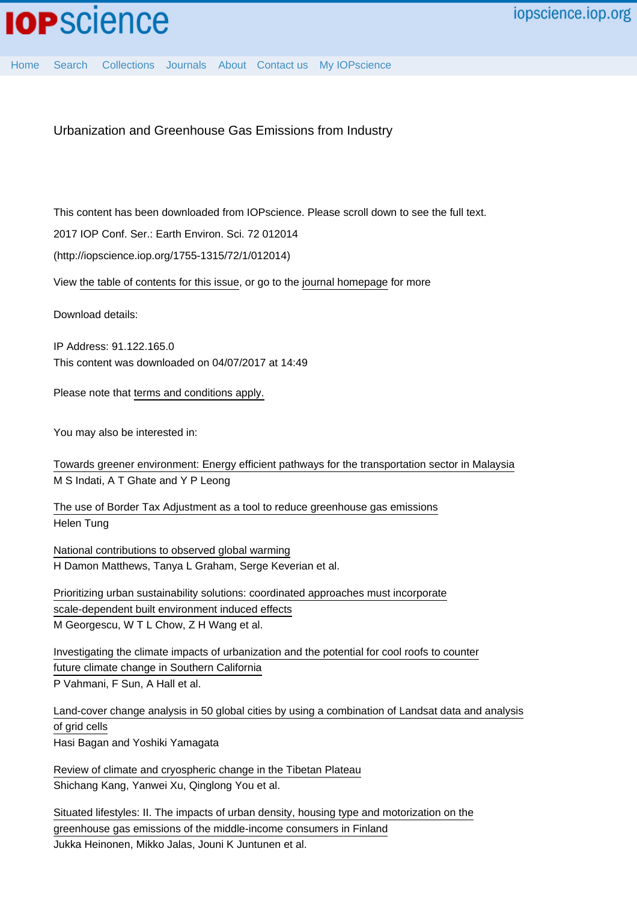IOPscience iopscience.iop.org

Home Search Collections Journals About Contact us My IOPscience

# Urbanization and Greenhouse Gas Emissions from Industry

This content has been downloaded from IOPscience. Please scroll down to see the full text.

2017 IOP Conf. Ser.: Earth Environ. Sci. 72 012014

(http://iopscience.iop.org/1755-1315/72/1/012014)

View the table of contents for this issue, or go to the journal homepage for more

Download details:

IP Address: 91.122.165.0
This content was downloaded on 04/07/2017 at 14:49

Please note that terms and conditions apply.

You may also be interested in:

Towards greener environment: Energy efficient pathways for the transportation sector in Malaysia
M S Indati, A T Ghate and Y P Leong

The use of Border Tax Adjustment as a tool to reduce greenhouse gas emissions
Helen Tung

National contributions to observed global warming
H Damon Matthews, Tanya L Graham, Serge Keverian et al.

Prioritizing urban sustainability solutions: coordinated approaches must incorporate scale-dependent built environment induced effects
M Georgescu, W T L Chow, Z H Wang et al.

Investigating the climate impacts of urbanization and the potential for cool roofs to counter future climate change in Southern California
P Vahmani, F Sun, A Hall et al.

Land-cover change analysis in 50 global cities by using a combination of Landsat data and analysis of grid cells
Hasi Bagan and Yoshiki Yamagata

Review of climate and cryospheric change in the Tibetan Plateau
Shichang Kang, Yanwei Xu, Qinglong You et al.

Situated lifestyles: II. The impacts of urban density, housing type and motorization on the greenhouse gas emissions of the middle-income consumers in Finland
Jukka Heinonen, Mikko Jalas, Jouni K Juntunen et al.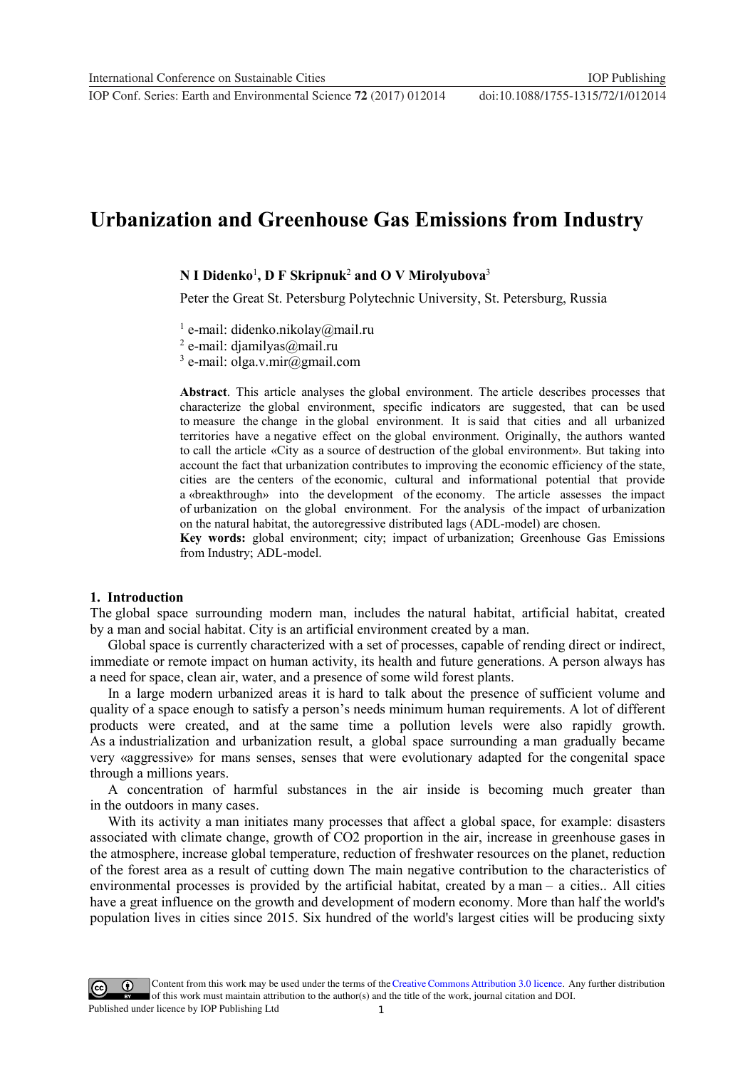# Urbanization and Greenhouse Gas Emissions from Industry

**N I Didenko**[1], **D F Skripnuk**[2] **and O V Mirolyubova**[3]

Peter the Great St. Petersburg Polytechnic University, St. Petersburg, Russia

[1] e-mail: didenko.nikolay@mail.ru
[2] e-mail: djamilyas@mail.ru
[3] e-mail: olga.v.mir@gmail.com

**Abstract**. This article analyses the global environment. The article describes processes that characterize the global environment, specific indicators are suggested, that can be used to measure the change in the global environment. It is said that cities and all urbanized territories have a negative effect on the global environment. Originally, the authors wanted to call the article «City as a source of destruction of the global environment». But taking into account the fact that urbanization contributes to improving the economic efficiency of the state, cities are the centers of the economic, cultural and informational potential that provide a «breakthrough» into the development of the economy. The article assesses the impact of urbanization on the global environment. For the analysis of the impact of urbanization on the natural habitat, the autoregressive distributed lags (ADL-model) are chosen.

**Key words:** global environment; city; impact of urbanization; Greenhouse Gas Emissions from Industry; ADL-model.

## 1. Introduction

The global space surrounding modern man, includes the natural habitat, artificial habitat, created by a man and social habitat. City is an artificial environment created by a man.

Global space is currently characterized with a set of processes, capable of rending direct or indirect, immediate or remote impact on human activity, its health and future generations. A person always has a need for space, clean air, water, and a presence of some wild forest plants.

In a large modern urbanized areas it is hard to talk about the presence of sufficient volume and quality of a space enough to satisfy a person's needs minimum human requirements. A lot of different products were created, and at the same time a pollution levels were also rapidly growth. As a industrialization and urbanization result, a global space surrounding a man gradually became very «aggressive» for mans senses, senses that were evolutionary adapted for the congenital space through a millions years.

A concentration of harmful substances in the air inside is becoming much greater than in the outdoors in many cases.

With its activity a man initiates many processes that affect a global space, for example: disasters associated with climate change, growth of CO2 proportion in the air, increase in greenhouse gases in the atmosphere, increase global temperature, reduction of freshwater resources on the planet, reduction of the forest area as a result of cutting down The main negative contribution to the characteristics of environmental processes is provided by the artificial habitat, created by a man – a cities.. All cities have a great influence on the growth and development of modern economy. More than half the world's population lives in cities since 2015. Six hundred of the world's largest cities will be producing sixty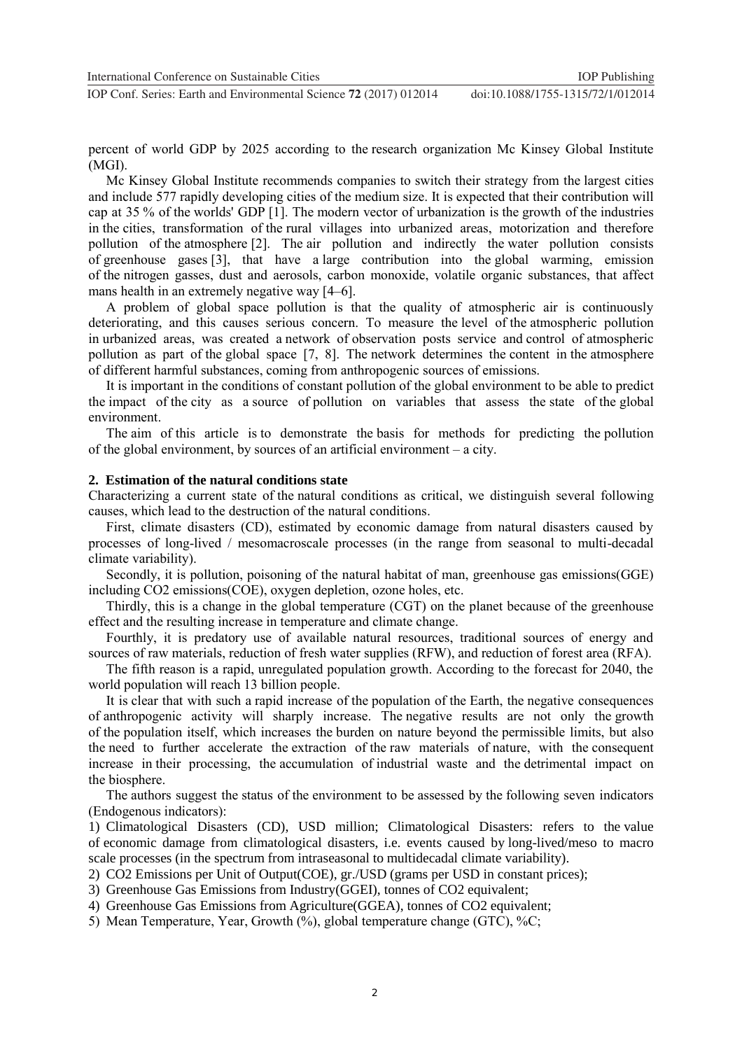percent of world GDP by 2025 according to the research organization Mc Kinsey Global Institute (MGI).

Mc Kinsey Global Institute recommends companies to switch their strategy from the largest cities and include 577 rapidly developing cities of the medium size. It is expected that their contribution will cap at 35 % of the worlds' GDP [1]. The modern vector of urbanization is the growth of the industries in the cities, transformation of the rural villages into urbanized areas, motorization and therefore pollution of the atmosphere [2]. The air pollution and indirectly the water pollution consists of greenhouse gases [3], that have a large contribution into the global warming, emission of the nitrogen gasses, dust and aerosols, carbon monoxide, volatile organic substances, that affect mans health in an extremely negative way [4–6].

A problem of global space pollution is that the quality of atmospheric air is continuously deteriorating, and this causes serious concern. To measure the level of the atmospheric pollution in urbanized areas, was created a network of observation posts service and control of atmospheric pollution as part of the global space [7, 8]. The network determines the content in the atmosphere of different harmful substances, coming from anthropogenic sources of emissions.

It is important in the conditions of constant pollution of the global environment to be able to predict the impact of the city as a source of pollution on variables that assess the state of the global environment.

The aim of this article is to demonstrate the basis for methods for predicting the pollution of the global environment, by sources of an artificial environment – a city.

## 2. Estimation of the natural conditions state

Characterizing a current state of the natural conditions as critical, we distinguish several following causes, which lead to the destruction of the natural conditions.

First, climate disasters (CD), estimated by economic damage from natural disasters caused by processes of long-lived / mesomacroscale processes (in the range from seasonal to multi-decadal climate variability).

Secondly, it is pollution, poisoning of the natural habitat of man, greenhouse gas emissions(GGE) including CO2 emissions(COE), oxygen depletion, ozone holes, etc.

Thirdly, this is a change in the global temperature (CGT) on the planet because of the greenhouse effect and the resulting increase in temperature and climate change.

Fourthly, it is predatory use of available natural resources, traditional sources of energy and sources of raw materials, reduction of fresh water supplies (RFW), and reduction of forest area (RFA).

The fifth reason is a rapid, unregulated population growth. According to the forecast for 2040, the world population will reach 13 billion people.

It is clear that with such a rapid increase of the population of the Earth, the negative consequences of anthropogenic activity will sharply increase. The negative results are not only the growth of the population itself, which increases the burden on nature beyond the permissible limits, but also the need to further accelerate the extraction of the raw materials of nature, with the consequent increase in their processing, the accumulation of industrial waste and the detrimental impact on the biosphere.

The authors suggest the status of the environment to be assessed by the following seven indicators (Endogenous indicators):

1) Climatological Disasters (CD), USD million; Climatological Disasters: refers to the value of economic damage from climatological disasters, i.e. events caused by long-lived/meso to macro scale processes (in the spectrum from intraseasonal to multidecadal climate variability).
2) CO2 Emissions per Unit of Output(COE), gr./USD (grams per USD in constant prices);
3) Greenhouse Gas Emissions from Industry(GGEI), tonnes of CO2 equivalent;
4) Greenhouse Gas Emissions from Agriculture(GGEA), tonnes of CO2 equivalent;
5) Mean Temperature, Year, Growth (%), global temperature change (GTC), %C;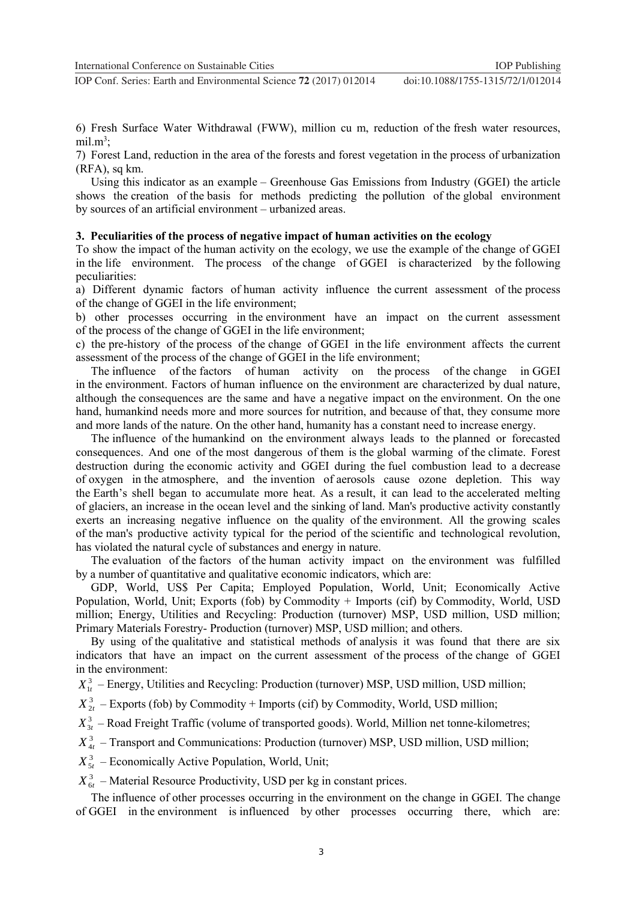6) Fresh Surface Water Withdrawal (FWW), million cu m, reduction of the fresh water resources, mil.m$^3$;

7) Forest Land, reduction in the area of the forests and forest vegetation in the process of urbanization (RFA), sq km.

Using this indicator as an example – Greenhouse Gas Emissions from Industry (GGEI) the article shows the creation of the basis for methods predicting the pollution of the global environment by sources of an artificial environment – urbanized areas.

## 3. Peculiarities of the process of negative impact of human activities on the ecology

To show the impact of the human activity on the ecology, we use the example of the change of GGEI in the life environment. The process of the change of GGEI is characterized by the following peculiarities:

a) Different dynamic factors of human activity influence the current assessment of the process of the change of GGEI in the life environment;

b) other processes occurring in the environment have an impact on the current assessment of the process of the change of GGEI in the life environment;

c) the pre-history of the process of the change of GGEI in the life environment affects the current assessment of the process of the change of GGEI in the life environment;

The influence of the factors of human activity on the process of the change in GGEI in the environment. Factors of human influence on the environment are characterized by dual nature, although the consequences are the same and have a negative impact on the environment. On the one hand, humankind needs more and more sources for nutrition, and because of that, they consume more and more lands of the nature. On the other hand, humanity has a constant need to increase energy.

The influence of the humankind on the environment always leads to the planned or forecasted consequences. And one of the most dangerous of them is the global warming of the climate. Forest destruction during the economic activity and GGEI during the fuel combustion lead to a decrease of oxygen in the atmosphere, and the invention of aerosols cause ozone depletion. This way the Earth's shell began to accumulate more heat. As a result, it can lead to the accelerated melting of glaciers, an increase in the ocean level and the sinking of land. Man's productive activity constantly exerts an increasing negative influence on the quality of the environment. All the growing scales of the man's productive activity typical for the period of the scientific and technological revolution, has violated the natural cycle of substances and energy in nature.

The evaluation of the factors of the human activity impact on the environment was fulfilled by a number of quantitative and qualitative economic indicators, which are:

GDP, World, US$ Per Capita; Employed Population, World, Unit; Economically Active Population, World, Unit; Exports (fob) by Commodity + Imports (cif) by Commodity, World, USD million; Energy, Utilities and Recycling: Production (turnover) MSP, USD million, USD million; Primary Materials Forestry- Production (turnover) MSP, USD million; and others.

By using of the qualitative and statistical methods of analysis it was found that there are six indicators that have an impact on the current assessment of the process of the change of GGEI in the environment:

$X_{1t}^{3}$ – Energy, Utilities and Recycling: Production (turnover) MSP, USD million, USD million;

$X_{2t}^{3}$ – Exports (fob) by Commodity + Imports (cif) by Commodity, World, USD million;

$X_{3t}^{3}$ – Road Freight Traffic (volume of transported goods). World, Million net tonne-kilometres;

$X_{4t}^{3}$ – Transport and Communications: Production (turnover) MSP, USD million, USD million;

$X_{5t}^{3}$ – Economically Active Population, World, Unit;

$X_{6t}^{3}$ – Material Resource Productivity, USD per kg in constant prices.

The influence of other processes occurring in the environment on the change in GGEI. The change of GGEI in the environment is influenced by other processes occurring there, which are: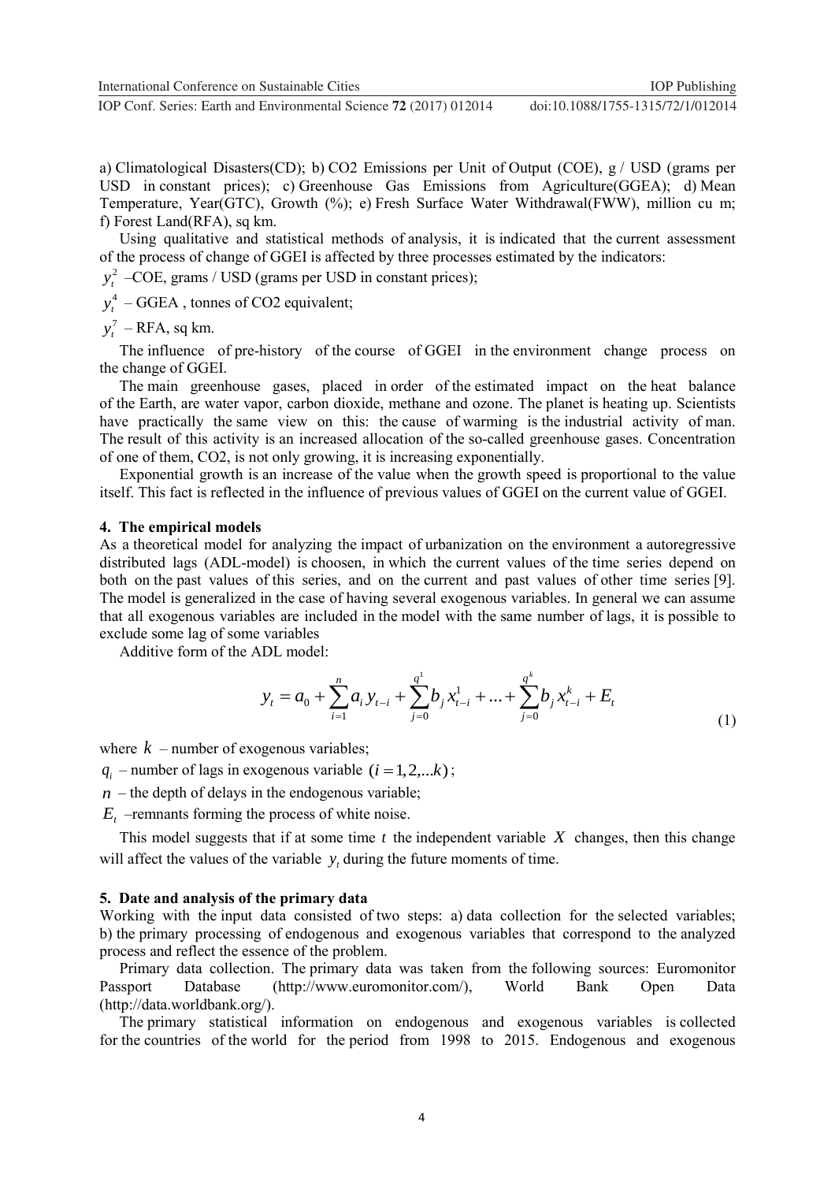a) Climatological Disasters(CD); b) CO2 Emissions per Unit of Output (COE), g / USD (grams per USD in constant prices); c) Greenhouse Gas Emissions from Agriculture(GGEA); d) Mean Temperature, Year(GTC), Growth (%); e) Fresh Surface Water Withdrawal(FWW), million cu m; f) Forest Land(RFA), sq km.

Using qualitative and statistical methods of analysis, it is indicated that the current assessment of the process of change of GGEI is affected by three processes estimated by the indicators:

$y_t^2$ –COE, grams / USD (grams per USD in constant prices);

$y_t^4$ – GGEA , tonnes of CO2 equivalent;

$y_t^7$ – RFA, sq km.

The influence of pre-history of the course of GGEI in the environment change process on the change of GGEI.

The main greenhouse gases, placed in order of the estimated impact on the heat balance of the Earth, are water vapor, carbon dioxide, methane and ozone. The planet is heating up. Scientists have practically the same view on this: the cause of warming is the industrial activity of man. The result of this activity is an increased allocation of the so-called greenhouse gases. Concentration of one of them, CO2, is not only growing, it is increasing exponentially.

Exponential growth is an increase of the value when the growth speed is proportional to the value itself. This fact is reflected in the influence of previous values of GGEI on the current value of GGEI.

## 4. The empirical models

As a theoretical model for analyzing the impact of urbanization on the environment a autoregressive distributed lags (ADL-model) is choosen, in which the current values of the time series depend on both on the past values of this series, and on the current and past values of other time series [9]. The model is generalized in the case of having several exogenous variables. In general we can assume that all exogenous variables are included in the model with the same number of lags, it is possible to exclude some lag of some variables

Additive form of the ADL model:

$$y_t = a_0 + \sum_{i=1}^{n} a_i y_{t-i} + \sum_{j=0}^{q^1} b_j x_{t-i}^1 + ... + \sum_{j=0}^{q^k} b_j x_{t-i}^k + E_t \quad (1)$$

where $k$ – number of exogenous variables;

$q_i$ – number of lags in exogenous variable $(i = 1, 2, ...k)$;

$n$ – the depth of delays in the endogenous variable;

$E_t$ –remnants forming the process of white noise.

This model suggests that if at some time $t$ the independent variable $X$ changes, then this change will affect the values of the variable $y_t$ during the future moments of time.

## 5. Date and analysis of the primary data

Working with the input data consisted of two steps: a) data collection for the selected variables; b) the primary processing of endogenous and exogenous variables that correspond to the analyzed process and reflect the essence of the problem.

Primary data collection. The primary data was taken from the following sources: Euromonitor Passport Database (http://www.euromonitor.com/), World Bank Open Data (http://data.worldbank.org/).

The primary statistical information on endogenous and exogenous variables is collected for the countries of the world for the period from 1998 to 2015. Endogenous and exogenous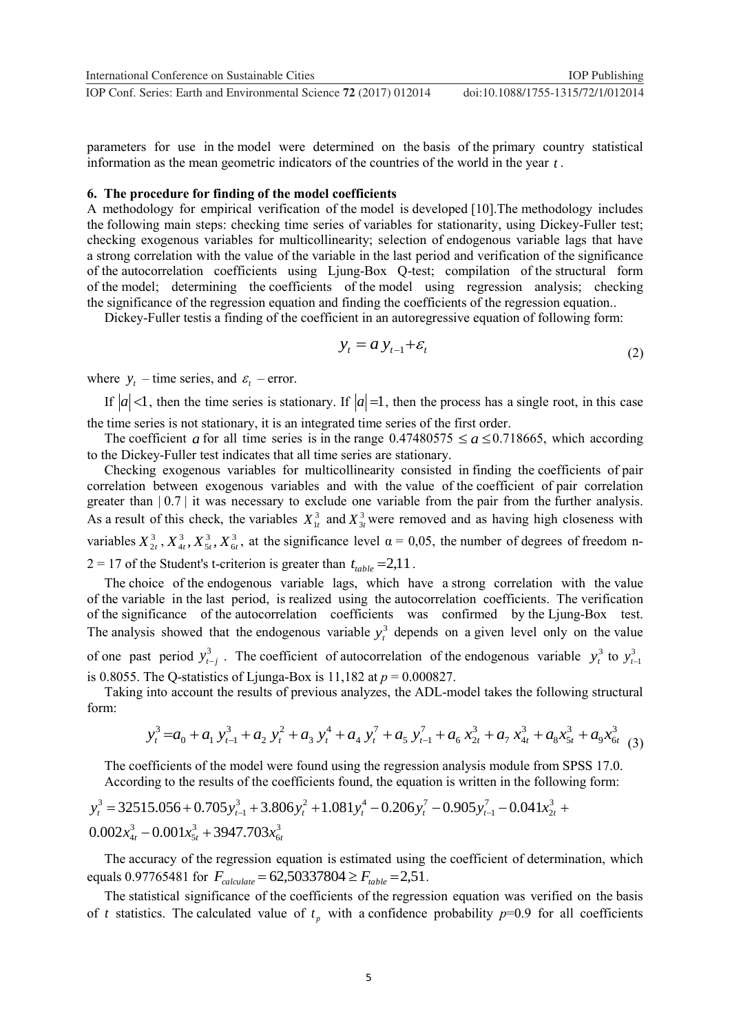parameters for use in the model were determined on the basis of the primary country statistical information as the mean geometric indicators of the countries of the world in the year $t$.

## 6. The procedure for finding of the model coefficients

A methodology for empirical verification of the model is developed [10].The methodology includes the following main steps: checking time series of variables for stationarity, using Dickey-Fuller test; checking exogenous variables for multicollinearity; selection of endogenous variable lags that have a strong correlation with the value of the variable in the last period and verification of the significance of the autocorrelation coefficients using Ljung-Box Q-test; compilation of the structural form of the model; determining the coefficients of the model using regression analysis; checking the significance of the regression equation and finding the coefficients of the regression equation..

Dickey-Fuller testis a finding of the coefficient in an autoregressive equation of following form:

$$y_t = a\, y_{t-1} + \varepsilon_t \tag{2}$$

where $y_t$ – time series, and $\varepsilon_t$ – error.

If $|a| < 1$, then the time series is stationary. If $|a| = 1$, then the process has a single root, in this case the time series is not stationary, it is an integrated time series of the first order.

The coefficient $a$ for all time series is in the range $0.47480575 \le a \le 0.718665$, which according to the Dickey-Fuller test indicates that all time series are stationary.

Checking exogenous variables for multicollinearity consisted in finding the coefficients of pair correlation between exogenous variables and with the value of the coefficient of pair correlation greater than $|0.7|$ it was necessary to exclude one variable from the pair from the further analysis. As a result of this check, the variables $X_{1t}^3$ and $X_{3t}^3$ were removed and as having high closeness with variables $X_{2t}^3, X_{4t}^3, X_{5t}^3, X_{6t}^3$, at the significance level α = 0,05, the number of degrees of freedom n-2 = 17 of the Student's t-criterion is greater than $t_{table} = 2{,}11$.

The choice of the endogenous variable lags, which have a strong correlation with the value of the variable in the last period, is realized using the autocorrelation coefficients. The verification of the significance of the autocorrelation coefficients was confirmed by the Ljung-Box test. The analysis showed that the endogenous variable $y_t^3$ depends on a given level only on the value of one past period $y_{t-j}^3$. The coefficient of autocorrelation of the endogenous variable $y_t^3$ to $y_{t-1}^3$ is 0.8055. The Q-statistics of Ljunga-Box is 11,182 at $p = 0.000827$.

Taking into account the results of previous analyzes, the ADL-model takes the following structural form:

$$y_t^3 = a_0 + a_1\, y_{t-1}^3 + a_2\, y_t^2 + a_3\, y_t^4 + a_4\, y_t^7 + a_5\, y_{t-1}^7 + a_6\, x_{2t}^3 + a_7\, x_{4t}^3 + a_8 x_{5t}^3 + a_9 x_{6t}^3 \tag{3}$$

The coefficients of the model were found using the regression analysis module from SPSS 17.0.

According to the results of the coefficients found, the equation is written in the following form:

$$y_t^3 = 32515.056 + 0.705 y_{t-1}^3 + 3.806 y_t^2 + 1.081 y_t^4 - 0.206 y_t^7 - 0.905 y_{t-1}^7 - 0.041 x_{2t}^3 +$$
$$0.002 x_{4t}^3 - 0.001 x_{5t}^3 + 3947.703 x_{6t}^3$$

The accuracy of the regression equation is estimated using the coefficient of determination, which equals 0.97765481 for $F_{calculate} = 62{,}50337804 \ge F_{table} = 2{,}51$.

The statistical significance of the coefficients of the regression equation was verified on the basis of $t$ statistics. The calculated value of $t_p$ with a confidence probability $p$=0.9 for all coefficients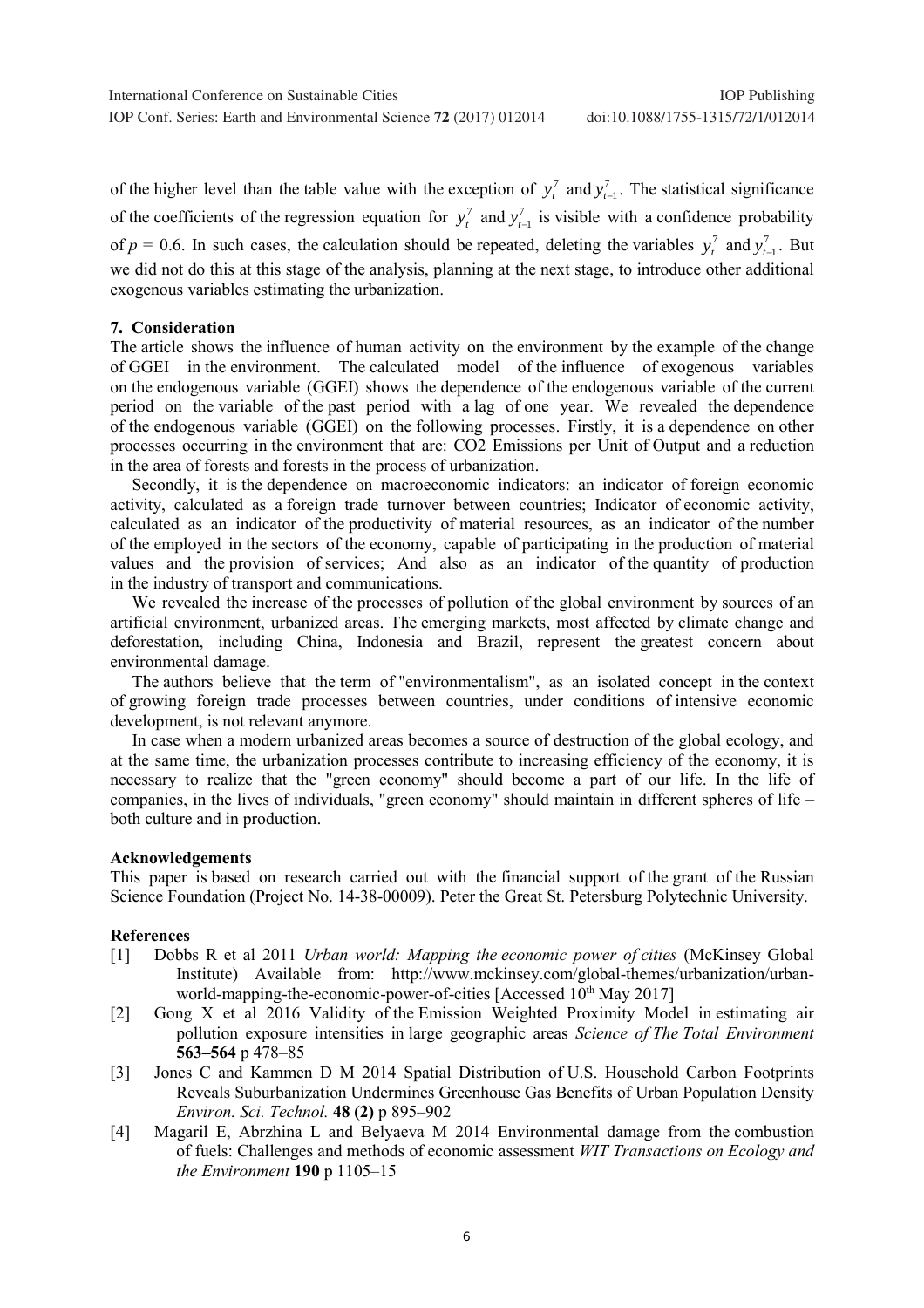of the higher level than the table value with the exception of $y_t^7$ and $y_{t-1}^7$. The statistical significance of the coefficients of the regression equation for $y_t^7$ and $y_{t-1}^7$ is visible with a confidence probability of $p = 0.6$. In such cases, the calculation should be repeated, deleting the variables $y_t^7$ and $y_{t-1}^7$. But we did not do this at this stage of the analysis, planning at the next stage, to introduce other additional exogenous variables estimating the urbanization.

## 7. Consideration

The article shows the influence of human activity on the environment by the example of the change of GGEI in the environment. The calculated model of the influence of exogenous variables on the endogenous variable (GGEI) shows the dependence of the endogenous variable of the current period on the variable of the past period with a lag of one year. We revealed the dependence of the endogenous variable (GGEI) on the following processes. Firstly, it is a dependence on other processes occurring in the environment that are: CO2 Emissions per Unit of Output and a reduction in the area of forests and forests in the process of urbanization.

Secondly, it is the dependence on macroeconomic indicators: an indicator of foreign economic activity, calculated as a foreign trade turnover between countries; Indicator of economic activity, calculated as an indicator of the productivity of material resources, as an indicator of the number of the employed in the sectors of the economy, capable of participating in the production of material values and the provision of services; And also as an indicator of the quantity of production in the industry of transport and communications.

We revealed the increase of the processes of pollution of the global environment by sources of an artificial environment, urbanized areas. The emerging markets, most affected by climate change and deforestation, including China, Indonesia and Brazil, represent the greatest concern about environmental damage.

The authors believe that the term of "environmentalism", as an isolated concept in the context of growing foreign trade processes between countries, under conditions of intensive economic development, is not relevant anymore.

In case when a modern urbanized areas becomes a source of destruction of the global ecology, and at the same time, the urbanization processes contribute to increasing efficiency of the economy, it is necessary to realize that the "green economy" should become a part of our life. In the life of companies, in the lives of individuals, "green economy" should maintain in different spheres of life – both culture and in production.

## Acknowledgements

This paper is based on research carried out with the financial support of the grant of the Russian Science Foundation (Project No. 14-38-00009). Peter the Great St. Petersburg Polytechnic University.

## References

[1] Dobbs R et al 2011 *Urban world: Mapping the economic power of cities* (McKinsey Global Institute) Available from: http://www.mckinsey.com/global-themes/urbanization/urban-world-mapping-the-economic-power-of-cities [Accessed 10th May 2017]

[2] Gong X et al 2016 Validity of the Emission Weighted Proximity Model in estimating air pollution exposure intensities in large geographic areas *Science of The Total Environment* **563–564** p 478–85

[3] Jones C and Kammen D M 2014 Spatial Distribution of U.S. Household Carbon Footprints Reveals Suburbanization Undermines Greenhouse Gas Benefits of Urban Population Density *Environ. Sci. Technol.* **48 (2)** p 895–902

[4] Magaril E, Abrzhina L and Belyaeva M 2014 Environmental damage from the combustion of fuels: Challenges and methods of economic assessment *WIT Transactions on Ecology and the Environment* **190** p 1105–15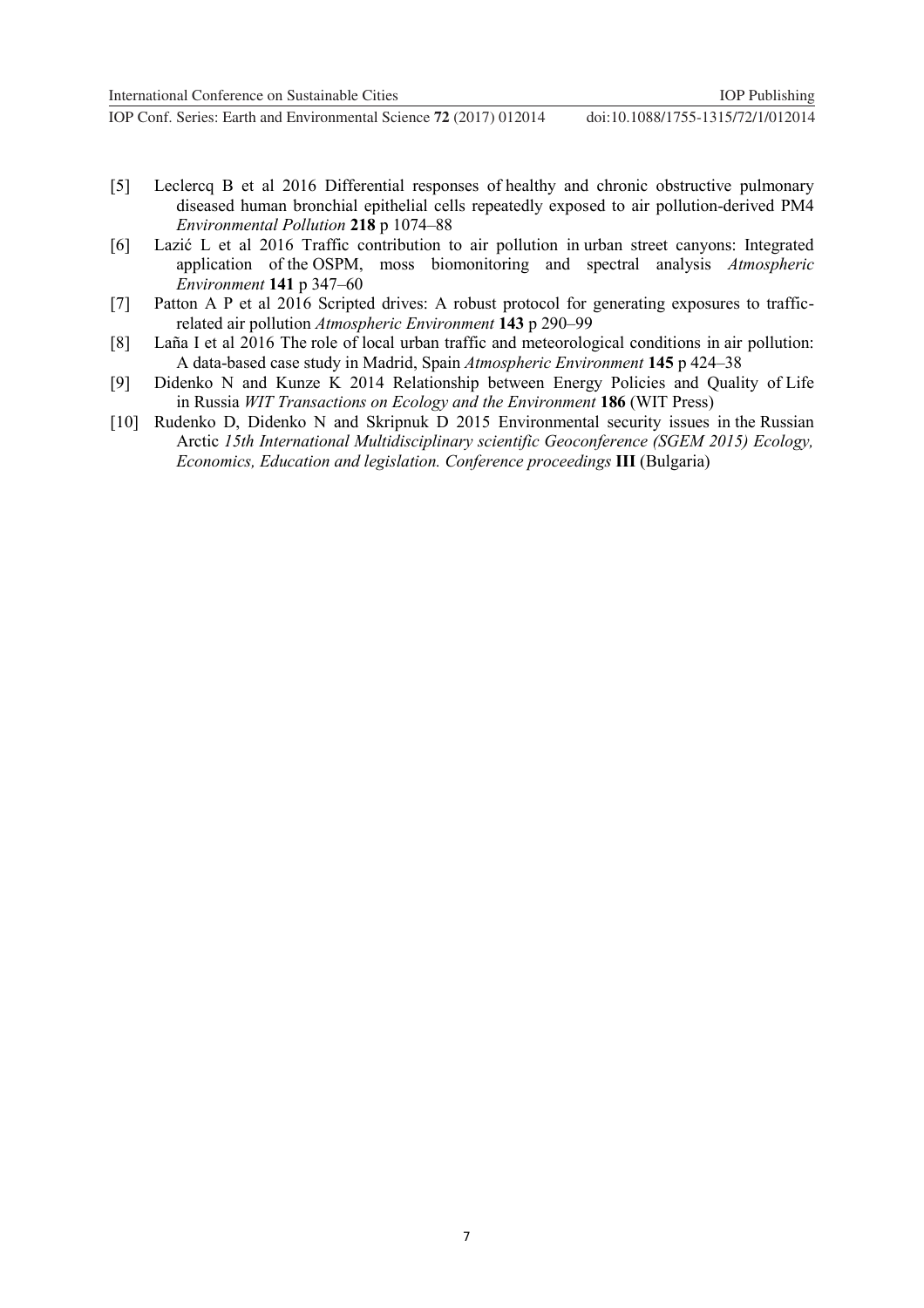[5] Leclercq B et al 2016 Differential responses of healthy and chronic obstructive pulmonary diseased human bronchial epithelial cells repeatedly exposed to air pollution-derived PM4 *Environmental Pollution* **218** p 1074–88

[6] Lazić L et al 2016 Traffic contribution to air pollution in urban street canyons: Integrated application of the OSPM, moss biomonitoring and spectral analysis *Atmospheric Environment* **141** p 347–60

[7] Patton A P et al 2016 Scripted drives: A robust protocol for generating exposures to traffic-related air pollution *Atmospheric Environment* **143** p 290–99

[8] Laña I et al 2016 The role of local urban traffic and meteorological conditions in air pollution: A data-based case study in Madrid, Spain *Atmospheric Environment* **145** p 424–38

[9] Didenko N and Kunze K 2014 Relationship between Energy Policies and Quality of Life in Russia *WIT Transactions on Ecology and the Environment* **186** (WIT Press)

[10] Rudenko D, Didenko N and Skripnuk D 2015 Environmental security issues in the Russian Arctic *15th International Multidisciplinary scientific Geoconference (SGEM 2015) Ecology, Economics, Education and legislation. Conference proceedings* **III** (Bulgaria)